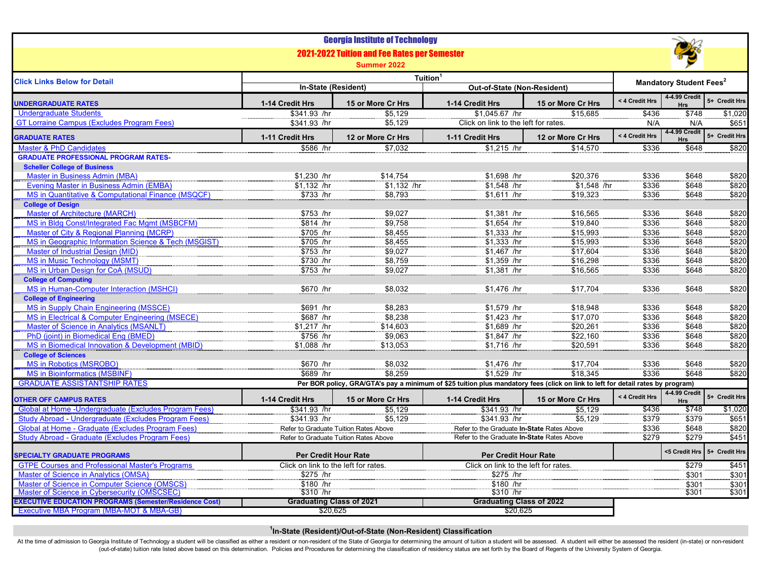# Georgia Institute of Technology

## 2021-2022 Tuition and Fee Rates per Semester

**Summer 2022**

| Click Links Below for Detail | Tuition[1] | | | | Mandatory Student Fees[2] | | |
|---|---|---|---|---|---|---|---|
| | In-State (Resident) | | Out-of-State (Non-Resident) | | | | |
| **UNDERGRADUATE RATES** | **1-14 Credit Hrs** | **15 or More Cr Hrs** | **1-14 Credit Hrs** | **15 or More Cr Hrs** | **< 4 Credit Hrs** | **4-4.99 Credit Hrs** | **5+ Credit Hrs** |
| Undergraduate Students | $341.93 /hr | $5,129 | $1,045.67 /hr | $15,685 | $436 | $748 | $1,020 |
| GT Lorraine Campus (Excludes Program Fees) | $341.93 /hr | $5,129 | Click on link to the left for rates. | | N/A | N/A | $651 |
| **GRADUATE RATES** | **1-11 Credit Hrs** | **12 or More Cr Hrs** | **1-11 Credit Hrs** | **12 or More Cr Hrs** | **< 4 Credit Hrs** | **4-4.99 Credit Hrs** | **5+ Credit Hrs** |
| Master & PhD Candidates | $586 /hr | $7,032 | $1,215 /hr | $14,570 | $336 | $648 | $820 |
| **GRADUATE PROFESSIONAL PROGRAM RATES-** | | | | | | | |
| **Scheller College of Business** | | | | | | | |
| Master in Business Admin (MBA) | $1,230 /hr | $14,754 | $1,698 /hr | $20,376 | $336 | $648 | $820 |
| Evening Master in Business Admin (EMBA) | $1,132 /hr | $1,132 /hr | $1,548 /hr | $1,548 /hr | $336 | $648 | $820 |
| MS in Quantitative & Computational Finance (MSQCF) | $733 /hr | $8,793 | $1,611 /hr | $19,323 | $336 | $648 | $820 |
| **College of Design** | | | | | | | |
| Master of Architecture (MARCH) | $753 /hr | $9,027 | $1,381 /hr | $16,565 | $336 | $648 | $820 |
| MS in Bldg Const/Integrated Fac Mgmt (MSBCFM) | $814 /hr | $9,758 | $1,654 /hr | $19,840 | $336 | $648 | $820 |
| Master of City & Regional Planning (MCRP) | $705 /hr | $8,455 | $1,333 /hr | $15,993 | $336 | $648 | $820 |
| MS in Geographic Information Science & Tech (MSGIST) | $705 /hr | $8,455 | $1,333 /hr | $15,993 | $336 | $648 | $820 |
| Master of Industrial Design (MID) | $753 /hr | $9,027 | $1,467 /hr | $17,604 | $336 | $648 | $820 |
| MS in Music Technology (MSMT) | $730 /hr | $8,759 | $1,359 /hr | $16,298 | $336 | $648 | $820 |
| MS in Urban Design for CoA (MSUD) | $753 /hr | $9,027 | $1,381 /hr | $16,565 | $336 | $648 | $820 |
| **College of Computing** | | | | | | | |
| MS in Human-Computer Interaction (MSHCI) | $670 /hr | $8,032 | $1,476 /hr | $17,704 | $336 | $648 | $820 |
| **College of Engineering** | | | | | | | |
| MS in Supply Chain Engineering (MSSCE) | $691 /hr | $8,283 | $1,579 /hr | $18,948 | $336 | $648 | $820 |
| MS in Electrical & Computer Engineering (MSECE) | $687 /hr | $8,238 | $1,423 /hr | $17,070 | $336 | $648 | $820 |
| Master of Science in Analytics (MSANLT) | $1,217 /hr | $14,603 | $1,689 /hr | $20,261 | $336 | $648 | $820 |
| PhD (joint) in Biomedical Eng (BMED) | $756 /hr | $9,063 | $1,847 /hr | $22,160 | $336 | $648 | $820 |
| MS in Biomedical Innovation & Development (MBID) | $1,088 /hr | $13,053 | $1,716 /hr | $20,591 | $336 | $648 | $820 |
| **College of Sciences** | | | | | | | |
| MS in Robotics (MSROBO) | $670 /hr | $8,032 | $1,476 /hr | $17,704 | $336 | $648 | $820 |
| MS in Bioinformatics (MSBINF) | $689 /hr | $8,259 | $1,529 /hr | $18,345 | $336 | $648 | $820 |
| GRADUATE ASSISTANTSHIP RATES | Per BOR policy, GRA/GTA's pay a minimum of $25 tuition plus mandatory fees (click on link to left for detail rates by program) | | | | | | |
| **OTHER OFF CAMPUS RATES** | **1-14 Credit Hrs** | **15 or More Cr Hrs** | **1-14 Credit Hrs** | **15 or More Cr Hrs** | **< 4 Credit Hrs** | **4-4.99 Credit Hrs** | **5+ Credit Hrs** |
| Global at Home -Undergraduate (Excludes Program Fees) | $341.93 /hr | $5,129 | $341.93 /hr | $5,129 | $436 | $748 | $1,020 |
| Study Abroad - Undergraduate (Excludes Program Fees) | $341.93 /hr | $5,129 | $341.93 /hr | $5,129 | $379 | $379 | $651 |
| Global at Home - Graduate (Excludes Program Fees) | Refer to Graduate Tuition Rates Above | | Refer to the Graduate **In-State** Rates Above | | $336 | $648 | $820 |
| Study Abroad - Graduate (Excludes Program Fees) | Refer to Graduate Tuition Rates Above | | Refer to the Graduate **In-State** Rates Above | | $279 | $279 | $451 |
| **SPECIALTY GRADUATE PROGRAMS** | **Per Credit Hour Rate** | | **Per Credit Hour Rate** | | | **<5 Credit Hrs** | **5+ Credit Hrs** |
| GTPE Courses and Professional Master's Programs | Click on link to the left for rates. | | Click on link to the left for rates. | | | $279 | $451 |
| Master of Science in Analytics (OMSA) | $275 /hr | | $275 /hr | | | $301 | $301 |
| Master of Science in Computer Science (OMSCS) | $180 /hr | | $180 /hr | | | $301 | $301 |
| Master of Science in Cybersecurity (OMSCSEC) | $310 /hr | | $310 /hr | | | $301 | $301 |
| **EXECUTIVE EDUCATION PROGRAMS (Semester/Residence Cost)** | **Graduating Class of 2021** | | **Graduating Class of 2022** | | | | |
| Executive MBA Program (MBA-MOT & MBA-GB) | $20,625 | | $20,625 | | | | |

**[1]In-State (Resident)/Out-of-State (Non-Resident) Classification**

At the time of admission to Georgia Institute of Technology a student will be classified as either a resident or non-resident of the State of Georgia for determining the amount of tuition a student will be assessed. A student will either be assessed the resident (in-state) or non-resident (out-of-state) tuition rate listed above based on this determination. Policies and Procedures for determining the classification of residency status are set forth by the Board of Regents of the University System of Georgia.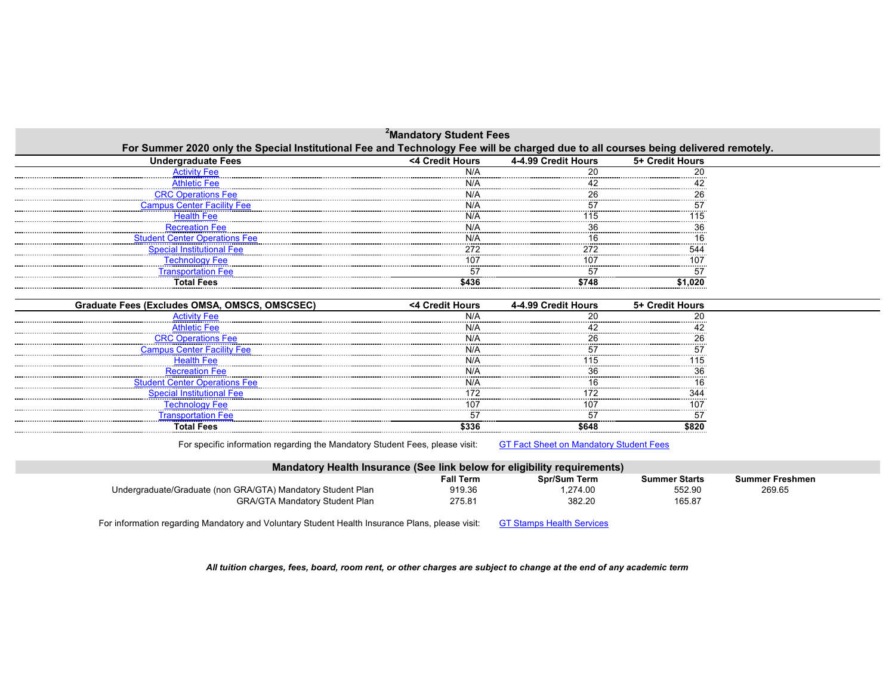## [2]Mandatory Student Fees

**For Summer 2020 only the Special Institutional Fee and Technology Fee will be charged due to all courses being delivered remotely.**

| Undergraduate Fees | <4 Credit Hours | 4-4.99 Credit Hours | 5+ Credit Hours |
|---|---|---|---|
| Activity Fee | N/A | 20 | 20 |
| Athletic Fee | N/A | 42 | 42 |
| CRC Operations Fee | N/A | 26 | 26 |
| Campus Center Facility Fee | N/A | 57 | 57 |
| Health Fee | N/A | 115 | 115 |
| Recreation Fee | N/A | 36 | 36 |
| Student Center Operations Fee | N/A | 16 | 16 |
| Special Institutional Fee | 272 | 272 | 544 |
| Technology Fee | 107 | 107 | 107 |
| Transportation Fee | 57 | 57 | 57 |
| **Total Fees** | **$436** | **$748** | **$1,020** |

| Graduate Fees (Excludes OMSA, OMSCS, OMSCSEC) | <4 Credit Hours | 4-4.99 Credit Hours | 5+ Credit Hours |
|---|---|---|---|
| Activity Fee | N/A | 20 | 20 |
| Athletic Fee | N/A | 42 | 42 |
| CRC Operations Fee | N/A | 26 | 26 |
| Campus Center Facility Fee | N/A | 57 | 57 |
| Health Fee | N/A | 115 | 115 |
| Recreation Fee | N/A | 36 | 36 |
| Student Center Operations Fee | N/A | 16 | 16 |
| Special Institutional Fee | 172 | 172 | 344 |
| Technology Fee | 107 | 107 | 107 |
| Transportation Fee | 57 | 57 | 57 |
| **Total Fees** | **$336** | **$648** | **$820** |

For specific information regarding the Mandatory Student Fees, please visit: GT Fact Sheet on Mandatory Student Fees

## Mandatory Health Insurance (See link below for eligibility requirements)

| | Fall Term | Spr/Sum Term | Summer Starts | Summer Freshmen |
|---|---|---|---|---|
| Undergraduate/Graduate (non GRA/GTA) Mandatory Student Plan | 919.36 | 1,274.00 | 552.90 | 269.65 |
| GRA/GTA Mandatory Student Plan | 275.81 | 382.20 | 165.87 | |

For information regarding Mandatory and Voluntary Student Health Insurance Plans, please visit: GT Stamps Health Services

***All tuition charges, fees, board, room rent, or other charges are subject to change at the end of any academic term***